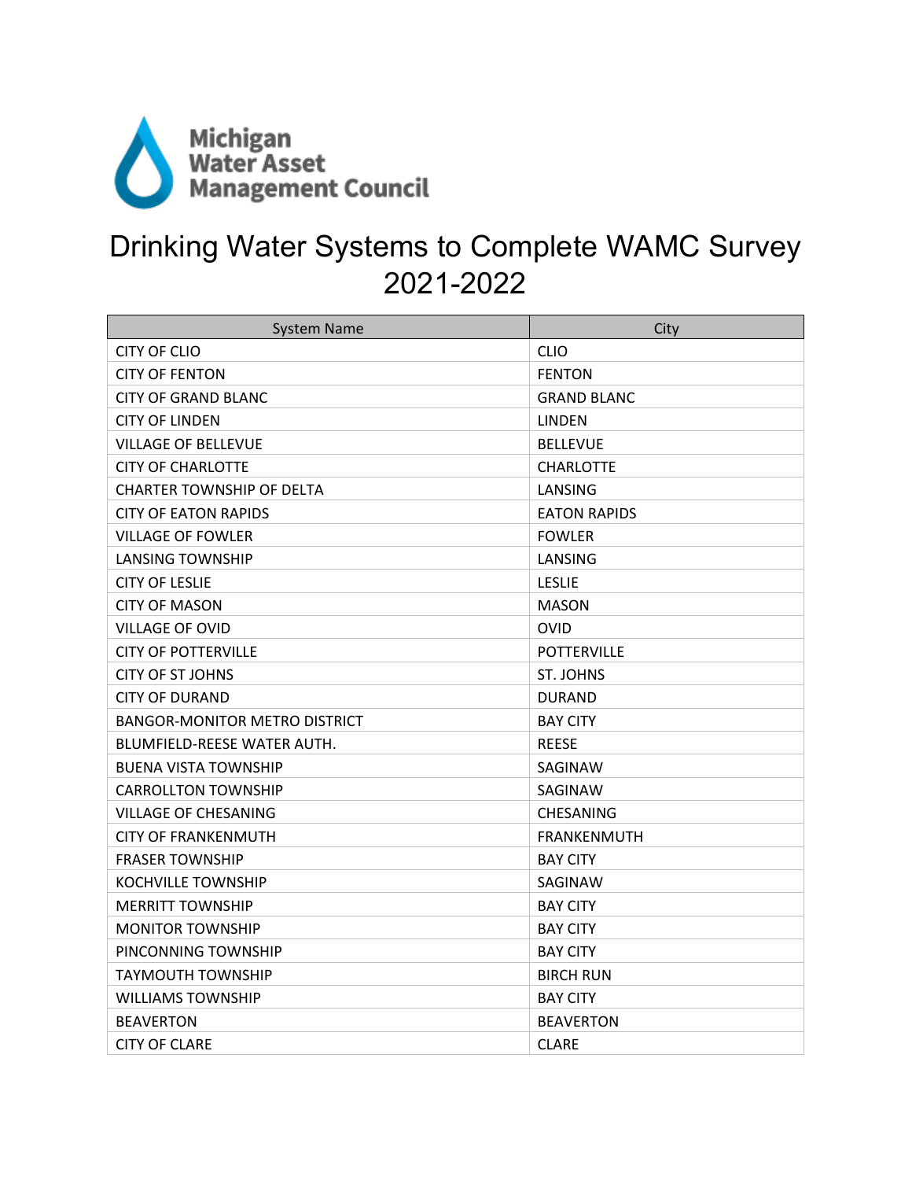Michigan Water Asset Management Council

# Drinking Water Systems to Complete WAMC Survey 2021-2022

| System Name | City |
| --- | --- |
| CITY OF CLIO | CLIO |
| CITY OF FENTON | FENTON |
| CITY OF GRAND BLANC | GRAND BLANC |
| CITY OF LINDEN | LINDEN |
| VILLAGE OF BELLEVUE | BELLEVUE |
| CITY OF CHARLOTTE | CHARLOTTE |
| CHARTER TOWNSHIP OF DELTA | LANSING |
| CITY OF EATON RAPIDS | EATON RAPIDS |
| VILLAGE OF FOWLER | FOWLER |
| LANSING TOWNSHIP | LANSING |
| CITY OF LESLIE | LESLIE |
| CITY OF MASON | MASON |
| VILLAGE OF OVID | OVID |
| CITY OF POTTERVILLE | POTTERVILLE |
| CITY OF ST JOHNS | ST. JOHNS |
| CITY OF DURAND | DURAND |
| BANGOR-MONITOR METRO DISTRICT | BAY CITY |
| BLUMFIELD-REESE WATER AUTH. | REESE |
| BUENA VISTA TOWNSHIP | SAGINAW |
| CARROLLTON TOWNSHIP | SAGINAW |
| VILLAGE OF CHESANING | CHESANING |
| CITY OF FRANKENMUTH | FRANKENMUTH |
| FRASER TOWNSHIP | BAY CITY |
| KOCHVILLE TOWNSHIP | SAGINAW |
| MERRITT TOWNSHIP | BAY CITY |
| MONITOR TOWNSHIP | BAY CITY |
| PINCONNING TOWNSHIP | BAY CITY |
| TAYMOUTH TOWNSHIP | BIRCH RUN |
| WILLIAMS TOWNSHIP | BAY CITY |
| BEAVERTON | BEAVERTON |
| CITY OF CLARE | CLARE |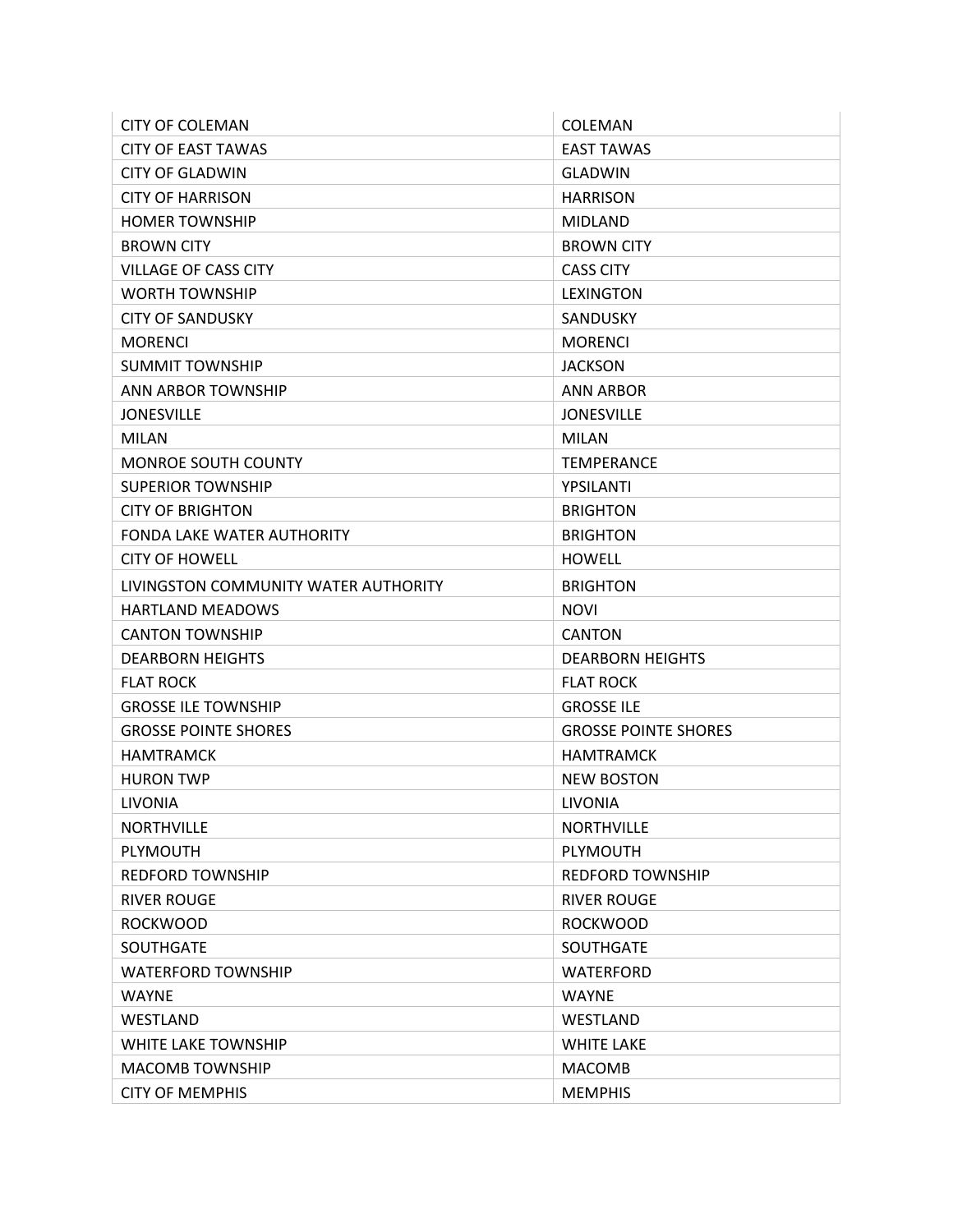| | |
|---|---|
| CITY OF COLEMAN | COLEMAN |
| CITY OF EAST TAWAS | EAST TAWAS |
| CITY OF GLADWIN | GLADWIN |
| CITY OF HARRISON | HARRISON |
| HOMER TOWNSHIP | MIDLAND |
| BROWN CITY | BROWN CITY |
| VILLAGE OF CASS CITY | CASS CITY |
| WORTH TOWNSHIP | LEXINGTON |
| CITY OF SANDUSKY | SANDUSKY |
| MORENCI | MORENCI |
| SUMMIT TOWNSHIP | JACKSON |
| ANN ARBOR TOWNSHIP | ANN ARBOR |
| JONESVILLE | JONESVILLE |
| MILAN | MILAN |
| MONROE SOUTH COUNTY | TEMPERANCE |
| SUPERIOR TOWNSHIP | YPSILANTI |
| CITY OF BRIGHTON | BRIGHTON |
| FONDA LAKE WATER AUTHORITY | BRIGHTON |
| CITY OF HOWELL | HOWELL |
| LIVINGSTON COMMUNITY WATER AUTHORITY | BRIGHTON |
| HARTLAND MEADOWS | NOVI |
| CANTON TOWNSHIP | CANTON |
| DEARBORN HEIGHTS | DEARBORN HEIGHTS |
| FLAT ROCK | FLAT ROCK |
| GROSSE ILE TOWNSHIP | GROSSE ILE |
| GROSSE POINTE SHORES | GROSSE POINTE SHORES |
| HAMTRAMCK | HAMTRAMCK |
| HURON TWP | NEW BOSTON |
| LIVONIA | LIVONIA |
| NORTHVILLE | NORTHVILLE |
| PLYMOUTH | PLYMOUTH |
| REDFORD TOWNSHIP | REDFORD TOWNSHIP |
| RIVER ROUGE | RIVER ROUGE |
| ROCKWOOD | ROCKWOOD |
| SOUTHGATE | SOUTHGATE |
| WATERFORD TOWNSHIP | WATERFORD |
| WAYNE | WAYNE |
| WESTLAND | WESTLAND |
| WHITE LAKE TOWNSHIP | WHITE LAKE |
| MACOMB TOWNSHIP | MACOMB |
| CITY OF MEMPHIS | MEMPHIS |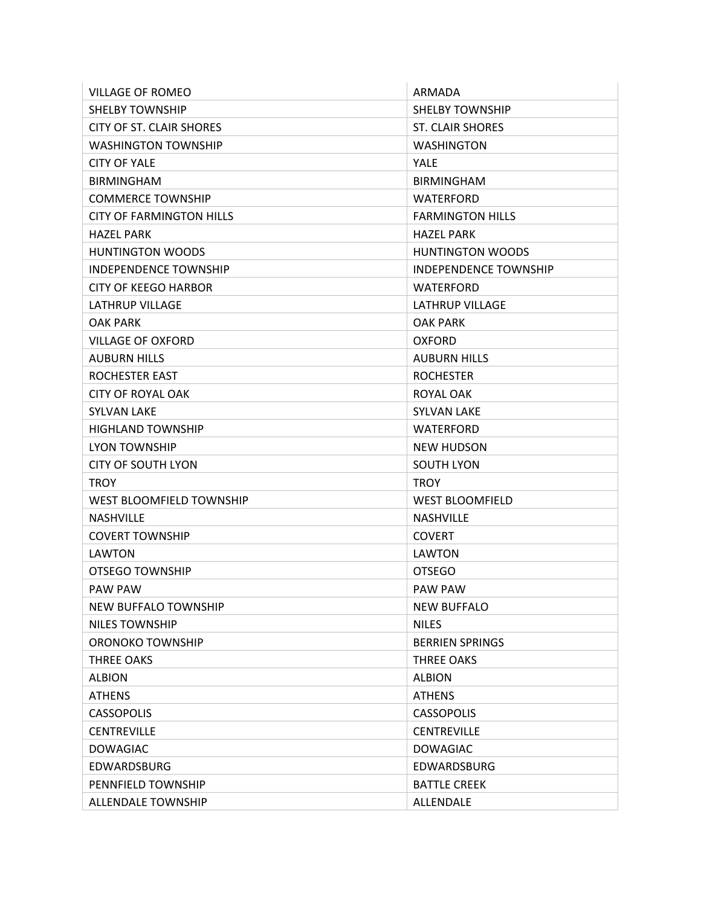| | |
|---|---|
| VILLAGE OF ROMEO | ARMADA |
| SHELBY TOWNSHIP | SHELBY TOWNSHIP |
| CITY OF ST. CLAIR SHORES | ST. CLAIR SHORES |
| WASHINGTON TOWNSHIP | WASHINGTON |
| CITY OF YALE | YALE |
| BIRMINGHAM | BIRMINGHAM |
| COMMERCE TOWNSHIP | WATERFORD |
| CITY OF FARMINGTON HILLS | FARMINGTON HILLS |
| HAZEL PARK | HAZEL PARK |
| HUNTINGTON WOODS | HUNTINGTON WOODS |
| INDEPENDENCE TOWNSHIP | INDEPENDENCE TOWNSHIP |
| CITY OF KEEGO HARBOR | WATERFORD |
| LATHRUP VILLAGE | LATHRUP VILLAGE |
| OAK PARK | OAK PARK |
| VILLAGE OF OXFORD | OXFORD |
| AUBURN HILLS | AUBURN HILLS |
| ROCHESTER EAST | ROCHESTER |
| CITY OF ROYAL OAK | ROYAL OAK |
| SYLVAN LAKE | SYLVAN LAKE |
| HIGHLAND TOWNSHIP | WATERFORD |
| LYON TOWNSHIP | NEW HUDSON |
| CITY OF SOUTH LYON | SOUTH LYON |
| TROY | TROY |
| WEST BLOOMFIELD TOWNSHIP | WEST BLOOMFIELD |
| NASHVILLE | NASHVILLE |
| COVERT TOWNSHIP | COVERT |
| LAWTON | LAWTON |
| OTSEGO TOWNSHIP | OTSEGO |
| PAW PAW | PAW PAW |
| NEW BUFFALO TOWNSHIP | NEW BUFFALO |
| NILES TOWNSHIP | NILES |
| ORONOKO TOWNSHIP | BERRIEN SPRINGS |
| THREE OAKS | THREE OAKS |
| ALBION | ALBION |
| ATHENS | ATHENS |
| CASSOPOLIS | CASSOPOLIS |
| CENTREVILLE | CENTREVILLE |
| DOWAGIAC | DOWAGIAC |
| EDWARDSBURG | EDWARDSBURG |
| PENNFIELD TOWNSHIP | BATTLE CREEK |
| ALLENDALE TOWNSHIP | ALLENDALE |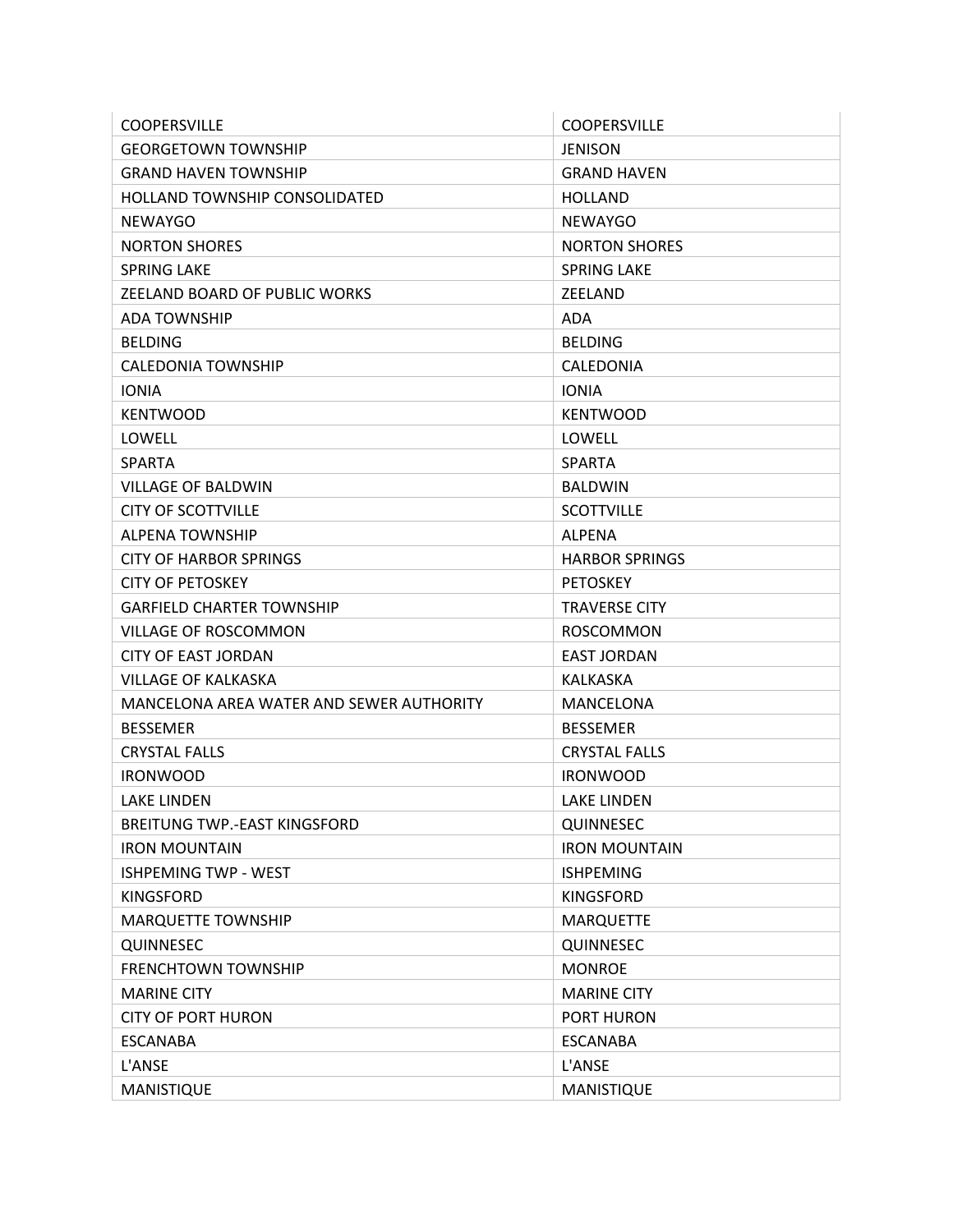| | |
|---|---|
| COOPERSVILLE | COOPERSVILLE |
| GEORGETOWN TOWNSHIP | JENISON |
| GRAND HAVEN TOWNSHIP | GRAND HAVEN |
| HOLLAND TOWNSHIP CONSOLIDATED | HOLLAND |
| NEWAYGO | NEWAYGO |
| NORTON SHORES | NORTON SHORES |
| SPRING LAKE | SPRING LAKE |
| ZEELAND BOARD OF PUBLIC WORKS | ZEELAND |
| ADA TOWNSHIP | ADA |
| BELDING | BELDING |
| CALEDONIA TOWNSHIP | CALEDONIA |
| IONIA | IONIA |
| KENTWOOD | KENTWOOD |
| LOWELL | LOWELL |
| SPARTA | SPARTA |
| VILLAGE OF BALDWIN | BALDWIN |
| CITY OF SCOTTVILLE | SCOTTVILLE |
| ALPENA TOWNSHIP | ALPENA |
| CITY OF HARBOR SPRINGS | HARBOR SPRINGS |
| CITY OF PETOSKEY | PETOSKEY |
| GARFIELD CHARTER TOWNSHIP | TRAVERSE CITY |
| VILLAGE OF ROSCOMMON | ROSCOMMON |
| CITY OF EAST JORDAN | EAST JORDAN |
| VILLAGE OF KALKASKA | KALKASKA |
| MANCELONA AREA WATER AND SEWER AUTHORITY | MANCELONA |
| BESSEMER | BESSEMER |
| CRYSTAL FALLS | CRYSTAL FALLS |
| IRONWOOD | IRONWOOD |
| LAKE LINDEN | LAKE LINDEN |
| BREITUNG TWP.-EAST KINGSFORD | QUINNESEC |
| IRON MOUNTAIN | IRON MOUNTAIN |
| ISHPEMING TWP - WEST | ISHPEMING |
| KINGSFORD | KINGSFORD |
| MARQUETTE TOWNSHIP | MARQUETTE |
| QUINNESEC | QUINNESEC |
| FRENCHTOWN TOWNSHIP | MONROE |
| MARINE CITY | MARINE CITY |
| CITY OF PORT HURON | PORT HURON |
| ESCANABA | ESCANABA |
| L'ANSE | L'ANSE |
| MANISTIQUE | MANISTIQUE |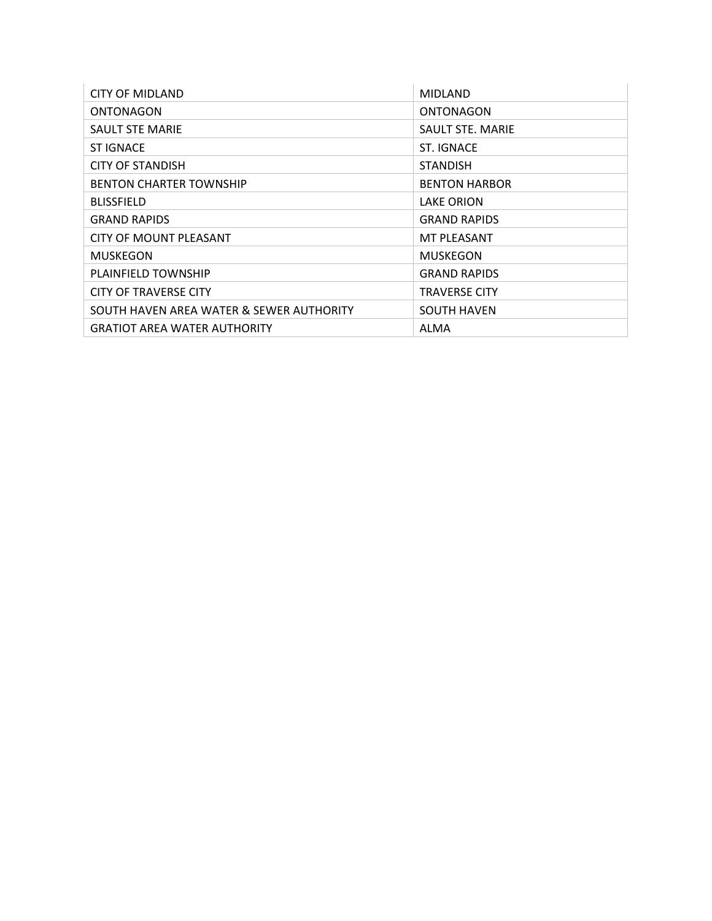| | |
|---|---|
| CITY OF MIDLAND | MIDLAND |
| ONTONAGON | ONTONAGON |
| SAULT STE MARIE | SAULT STE. MARIE |
| ST IGNACE | ST. IGNACE |
| CITY OF STANDISH | STANDISH |
| BENTON CHARTER TOWNSHIP | BENTON HARBOR |
| BLISSFIELD | LAKE ORION |
| GRAND RAPIDS | GRAND RAPIDS |
| CITY OF MOUNT PLEASANT | MT PLEASANT |
| MUSKEGON | MUSKEGON |
| PLAINFIELD TOWNSHIP | GRAND RAPIDS |
| CITY OF TRAVERSE CITY | TRAVERSE CITY |
| SOUTH HAVEN AREA WATER & SEWER AUTHORITY | SOUTH HAVEN |
| GRATIOT AREA WATER AUTHORITY | ALMA |